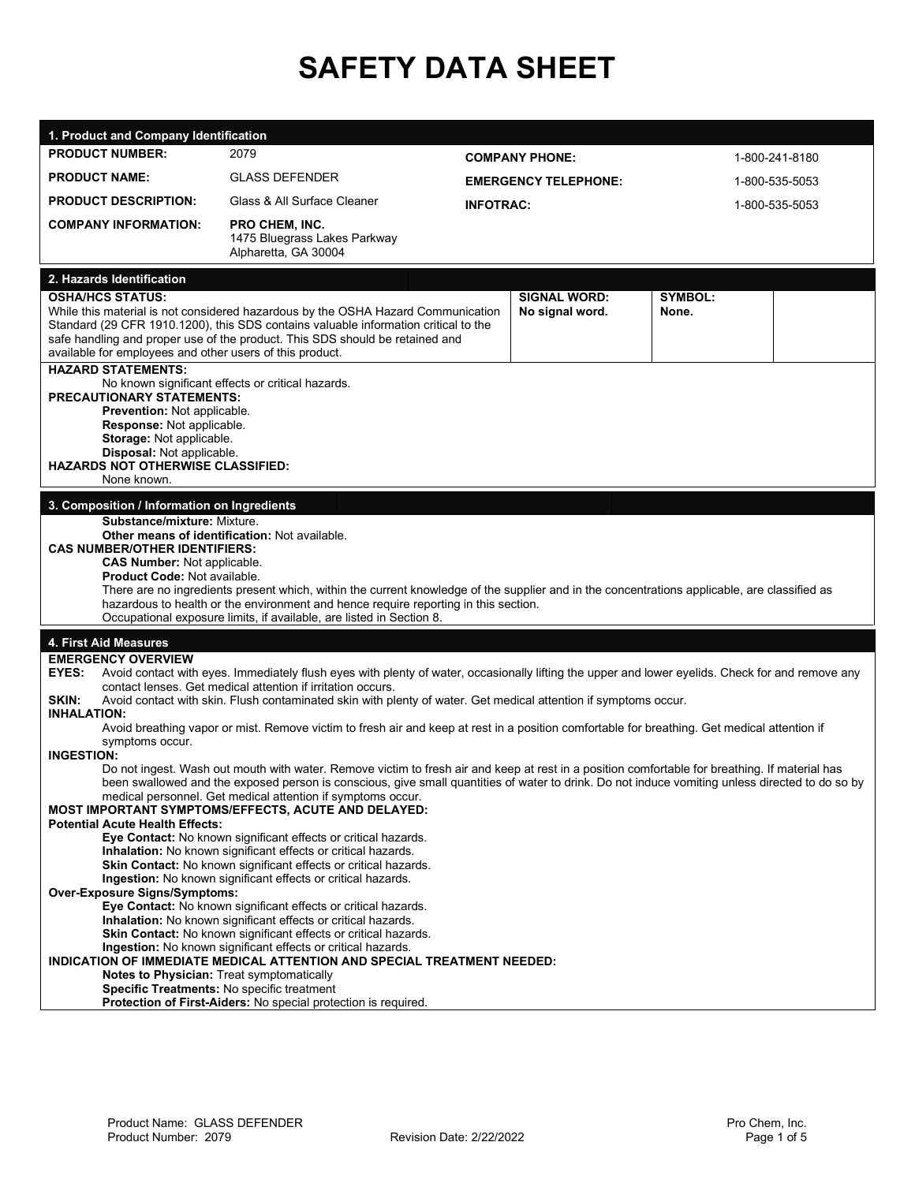# SAFETY DATA SHEET

## 1. Product and Company Identification

| | | | |
|---|---|---|---|
| **PRODUCT NUMBER:** | 2079 | **COMPANY PHONE:** | 1-800-241-8180 |
| **PRODUCT NAME:** | GLASS DEFENDER | **EMERGENCY TELEPHONE:** | 1-800-535-5053 |
| **PRODUCT DESCRIPTION:** | Glass & All Surface Cleaner | **INFOTRAC:** | 1-800-535-5053 |
| **COMPANY INFORMATION:** | **PRO CHEM, INC.** 1475 Bluegrass Lakes Parkway Alpharetta, GA 30004 | | |

## 2. Hazards Identification

| **OSHA/HCS STATUS:** | **SIGNAL WORD:** | **SYMBOL:** |
|---|---|---|
| While this material is not considered hazardous by the OSHA Hazard Communication Standard (29 CFR 1910.1200), this SDS contains valuable information critical to the safe handling and proper use of the product. This SDS should be retained and available for employees and other users of this product. | **No signal word.** | **None.** |

**HAZARD STATEMENTS:**
No known significant effects or critical hazards.

**PRECAUTIONARY STATEMENTS:**
- **Prevention:** Not applicable.
- **Response:** Not applicable.
- **Storage:** Not applicable.
- **Disposal:** Not applicable.

**HAZARDS NOT OTHERWISE CLASSIFIED:**
None known.

## 3. Composition / Information on Ingredients

**Substance/mixture:** Mixture.
**Other means of identification:** Not available.

**CAS NUMBER/OTHER IDENTIFIERS:**
**CAS Number:** Not applicable.
**Product Code:** Not available.

There are no ingredients present which, within the current knowledge of the supplier and in the concentrations applicable, are classified as hazardous to health or the environment and hence require reporting in this section.
Occupational exposure limits, if available, are listed in Section 8.

## 4. First Aid Measures

**EMERGENCY OVERVIEW**

**EYES:** Avoid contact with eyes. Immediately flush eyes with plenty of water, occasionally lifting the upper and lower eyelids. Check for and remove any contact lenses. Get medical attention if irritation occurs.

**SKIN:** Avoid contact with skin. Flush contaminated skin with plenty of water. Get medical attention if symptoms occur.

**INHALATION:**
Avoid breathing vapor or mist. Remove victim to fresh air and keep at rest in a position comfortable for breathing. Get medical attention if symptoms occur.

**INGESTION:**
Do not ingest. Wash out mouth with water. Remove victim to fresh air and keep at rest in a position comfortable for breathing. If material has been swallowed and the exposed person is conscious, give small quantities of water to drink. Do not induce vomiting unless directed to do so by medical personnel. Get medical attention if symptoms occur.

**MOST IMPORTANT SYMPTOMS/EFFECTS, ACUTE AND DELAYED:**

**Potential Acute Health Effects:**
- **Eye Contact:** No known significant effects or critical hazards.
- **Inhalation:** No known significant effects or critical hazards.
- **Skin Contact:** No known significant effects or critical hazards.
- **Ingestion:** No known significant effects or critical hazards.

**Over-Exposure Signs/Symptoms:**
- **Eye Contact:** No known significant effects or critical hazards.
- **Inhalation:** No known significant effects or critical hazards.
- **Skin Contact:** No known significant effects or critical hazards.
- **Ingestion:** No known significant effects or critical hazards.

**INDICATION OF IMMEDIATE MEDICAL ATTENTION AND SPECIAL TREATMENT NEEDED:**
- **Notes to Physician:** Treat symptomatically
- **Specific Treatments:** No specific treatment
- **Protection of First-Aiders:** No special protection is required.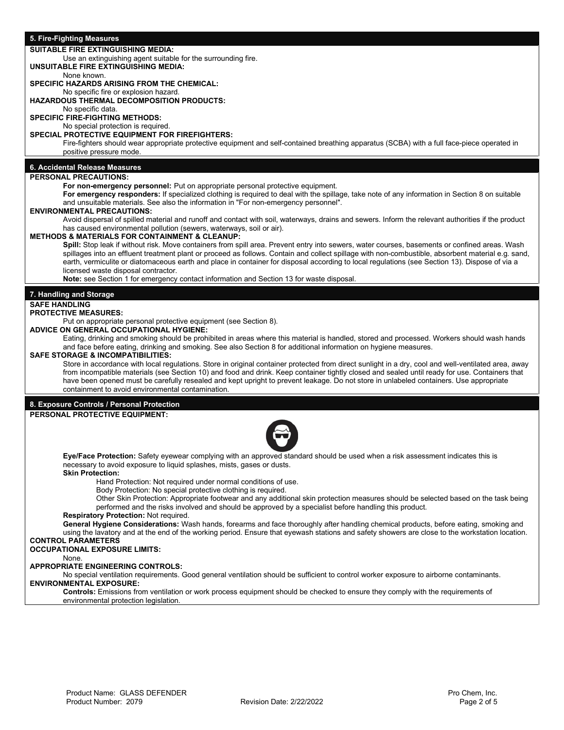## 5. Fire-Fighting Measures

**SUITABLE FIRE EXTINGUISHING MEDIA:**

Use an extinguishing agent suitable for the surrounding fire.

**UNSUITABLE FIRE EXTINGUISHING MEDIA:**

None known.

**SPECIFIC HAZARDS ARISING FROM THE CHEMICAL:**

No specific fire or explosion hazard.

**HAZARDOUS THERMAL DECOMPOSITION PRODUCTS:**

No specific data.

**SPECIFIC FIRE-FIGHTING METHODS:**

No special protection is required.

**SPECIAL PROTECTIVE EQUIPMENT FOR FIREFIGHTERS:**

Fire-fighters should wear appropriate protective equipment and self-contained breathing apparatus (SCBA) with a full face-piece operated in positive pressure mode.

## 6. Accidental Release Measures

**PERSONAL PRECAUTIONS:**

**For non-emergency personnel:** Put on appropriate personal protective equipment.

**For emergency responders:** If specialized clothing is required to deal with the spillage, take note of any information in Section 8 on suitable and unsuitable materials. See also the information in "For non-emergency personnel".

**ENVIRONMENTAL PRECAUTIONS:**

Avoid dispersal of spilled material and runoff and contact with soil, waterways, drains and sewers. Inform the relevant authorities if the product has caused environmental pollution (sewers, waterways, soil or air).

**METHODS & MATERIALS FOR CONTAINMENT & CLEANUP:**

**Spill:** Stop leak if without risk. Move containers from spill area. Prevent entry into sewers, water courses, basements or confined areas. Wash spillages into an effluent treatment plant or proceed as follows. Contain and collect spillage with non-combustible, absorbent material e.g. sand, earth, vermiculite or diatomaceous earth and place in container for disposal according to local regulations (see Section 13). Dispose of via a licensed waste disposal contractor.

**Note:** see Section 1 for emergency contact information and Section 13 for waste disposal.

## 7. Handling and Storage

**SAFE HANDLING**

**PROTECTIVE MEASURES:**

Put on appropriate personal protective equipment (see Section 8).

**ADVICE ON GENERAL OCCUPATIONAL HYGIENE:**

Eating, drinking and smoking should be prohibited in areas where this material is handled, stored and processed. Workers should wash hands and face before eating, drinking and smoking. See also Section 8 for additional information on hygiene measures.

**SAFE STORAGE & INCOMPATIBILITIES:**

Store in accordance with local regulations. Store in original container protected from direct sunlight in a dry, cool and well-ventilated area, away from incompatible materials (see Section 10) and food and drink. Keep container tightly closed and sealed until ready for use. Containers that have been opened must be carefully resealed and kept upright to prevent leakage. Do not store in unlabeled containers. Use appropriate containment to avoid environmental contamination.

## 8. Exposure Controls / Personal Protection

**PERSONAL PROTECTIVE EQUIPMENT:**

**Eye/Face Protection:** Safety eyewear complying with an approved standard should be used when a risk assessment indicates this is necessary to avoid exposure to liquid splashes, mists, gases or dusts.

**Skin Protection:**

Hand Protection: Not required under normal conditions of use.

Body Protection: No special protective clothing is required.

Other Skin Protection: Appropriate footwear and any additional skin protection measures should be selected based on the task being performed and the risks involved and should be approved by a specialist before handling this product.

**Respiratory Protection:** Not required.

**General Hygiene Considerations:** Wash hands, forearms and face thoroughly after handling chemical products, before eating, smoking and using the lavatory and at the end of the working period. Ensure that eyewash stations and safety showers are close to the workstation location.

**CONTROL PARAMETERS**

**OCCUPATIONAL EXPOSURE LIMITS:**

None.

**APPROPRIATE ENGINEERING CONTROLS:**

No special ventilation requirements. Good general ventilation should be sufficient to control worker exposure to airborne contaminants.

**ENVIRONMENTAL EXPOSURE:**

**Controls:** Emissions from ventilation or work process equipment should be checked to ensure they comply with the requirements of environmental protection legislation.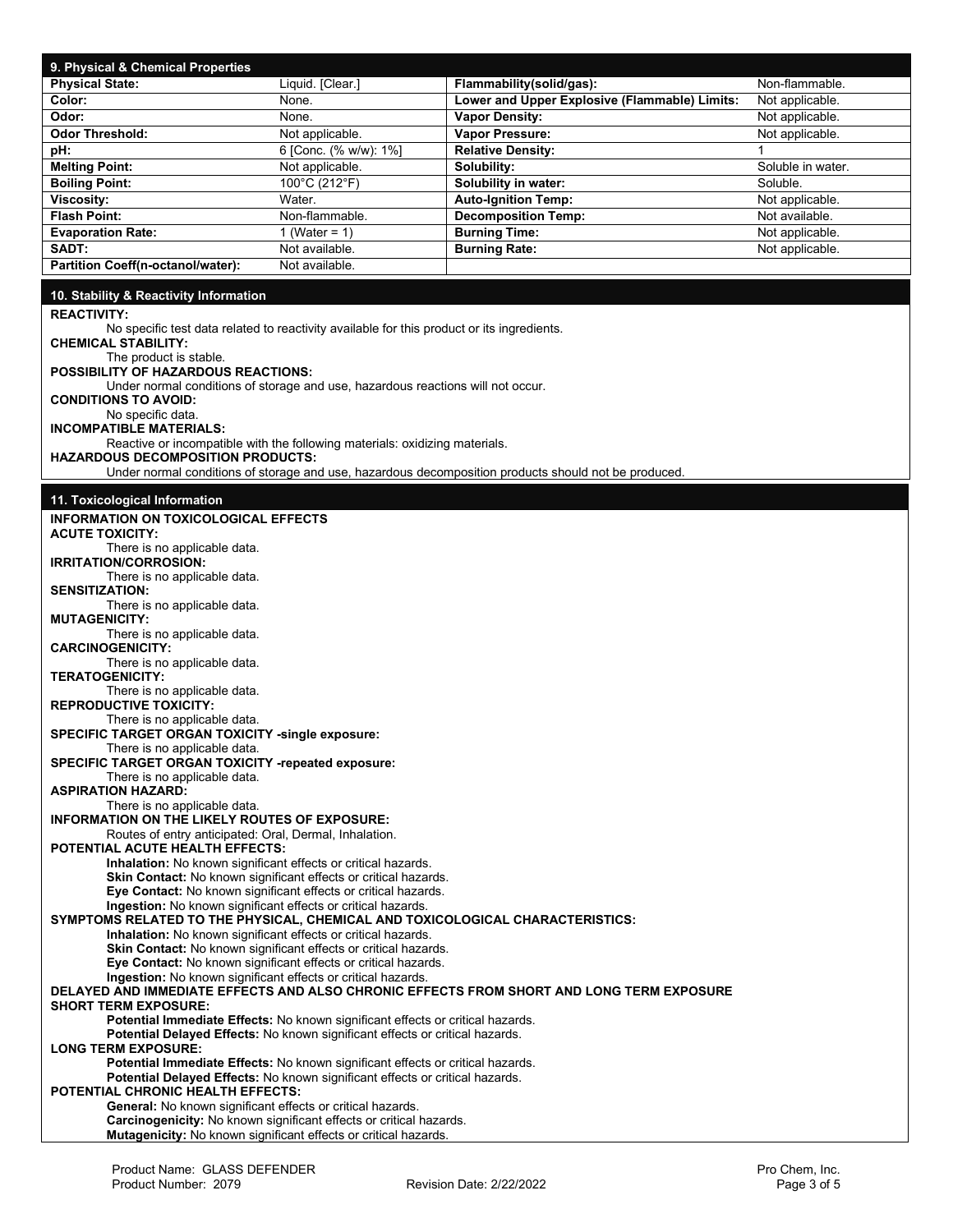## 9. Physical & Chemical Properties

| | | | |
|---|---|---|---|
| **Physical State:** | Liquid. [Clear.] | **Flammability(solid/gas):** | Non-flammable. |
| **Color:** | None. | **Lower and Upper Explosive (Flammable) Limits:** | Not applicable. |
| **Odor:** | None. | **Vapor Density:** | Not applicable. |
| **Odor Threshold:** | Not applicable. | **Vapor Pressure:** | Not applicable. |
| **pH:** | 6 [Conc. (% w/w): 1%] | **Relative Density:** | 1 |
| **Melting Point:** | Not applicable. | **Solubility:** | Soluble in water. |
| **Boiling Point:** | 100°C (212°F) | **Solubility in water:** | Soluble. |
| **Viscosity:** | Water. | **Auto-Ignition Temp:** | Not applicable. |
| **Flash Point:** | Non-flammable. | **Decomposition Temp:** | Not available. |
| **Evaporation Rate:** | 1 (Water = 1) | **Burning Time:** | Not applicable. |
| **SADT:** | Not available. | **Burning Rate:** | Not applicable. |
| **Partition Coeff(n-octanol/water):** | Not available. | | |

## 10. Stability & Reactivity Information

**REACTIVITY:**
No specific test data related to reactivity available for this product or its ingredients.

**CHEMICAL STABILITY:**
The product is stable.

**POSSIBILITY OF HAZARDOUS REACTIONS:**
Under normal conditions of storage and use, hazardous reactions will not occur.

**CONDITIONS TO AVOID:**
No specific data.

**INCOMPATIBLE MATERIALS:**
Reactive or incompatible with the following materials: oxidizing materials.

**HAZARDOUS DECOMPOSITION PRODUCTS:**
Under normal conditions of storage and use, hazardous decomposition products should not be produced.

## 11. Toxicological Information

**INFORMATION ON TOXICOLOGICAL EFFECTS**

**ACUTE TOXICITY:**
There is no applicable data.

**IRRITATION/CORROSION:**
There is no applicable data.

**SENSITIZATION:**
There is no applicable data.

**MUTAGENICITY:**
There is no applicable data.

**CARCINOGENICITY:**
There is no applicable data.

**TERATOGENICITY:**
There is no applicable data.

**REPRODUCTIVE TOXICITY:**
There is no applicable data.

**SPECIFIC TARGET ORGAN TOXICITY -single exposure:**
There is no applicable data.

**SPECIFIC TARGET ORGAN TOXICITY -repeated exposure:**
There is no applicable data.

**ASPIRATION HAZARD:**
There is no applicable data.

**INFORMATION ON THE LIKELY ROUTES OF EXPOSURE:**
Routes of entry anticipated: Oral, Dermal, Inhalation.

**POTENTIAL ACUTE HEALTH EFFECTS:**
- **Inhalation:** No known significant effects or critical hazards.
- **Skin Contact:** No known significant effects or critical hazards.
- **Eye Contact:** No known significant effects or critical hazards.
- **Ingestion:** No known significant effects or critical hazards.

**SYMPTOMS RELATED TO THE PHYSICAL, CHEMICAL AND TOXICOLOGICAL CHARACTERISTICS:**
- **Inhalation:** No known significant effects or critical hazards.
- **Skin Contact:** No known significant effects or critical hazards.
- **Eye Contact:** No known significant effects or critical hazards.
- **Ingestion:** No known significant effects or critical hazards.

**DELAYED AND IMMEDIATE EFFECTS AND ALSO CHRONIC EFFECTS FROM SHORT AND LONG TERM EXPOSURE**

**SHORT TERM EXPOSURE:**
- **Potential Immediate Effects:** No known significant effects or critical hazards.
- **Potential Delayed Effects:** No known significant effects or critical hazards.

**LONG TERM EXPOSURE:**
- **Potential Immediate Effects:** No known significant effects or critical hazards.
- **Potential Delayed Effects:** No known significant effects or critical hazards.

**POTENTIAL CHRONIC HEALTH EFFECTS:**
- **General:** No known significant effects or critical hazards.
- **Carcinogenicity:** No known significant effects or critical hazards.
- **Mutagenicity:** No known significant effects or critical hazards.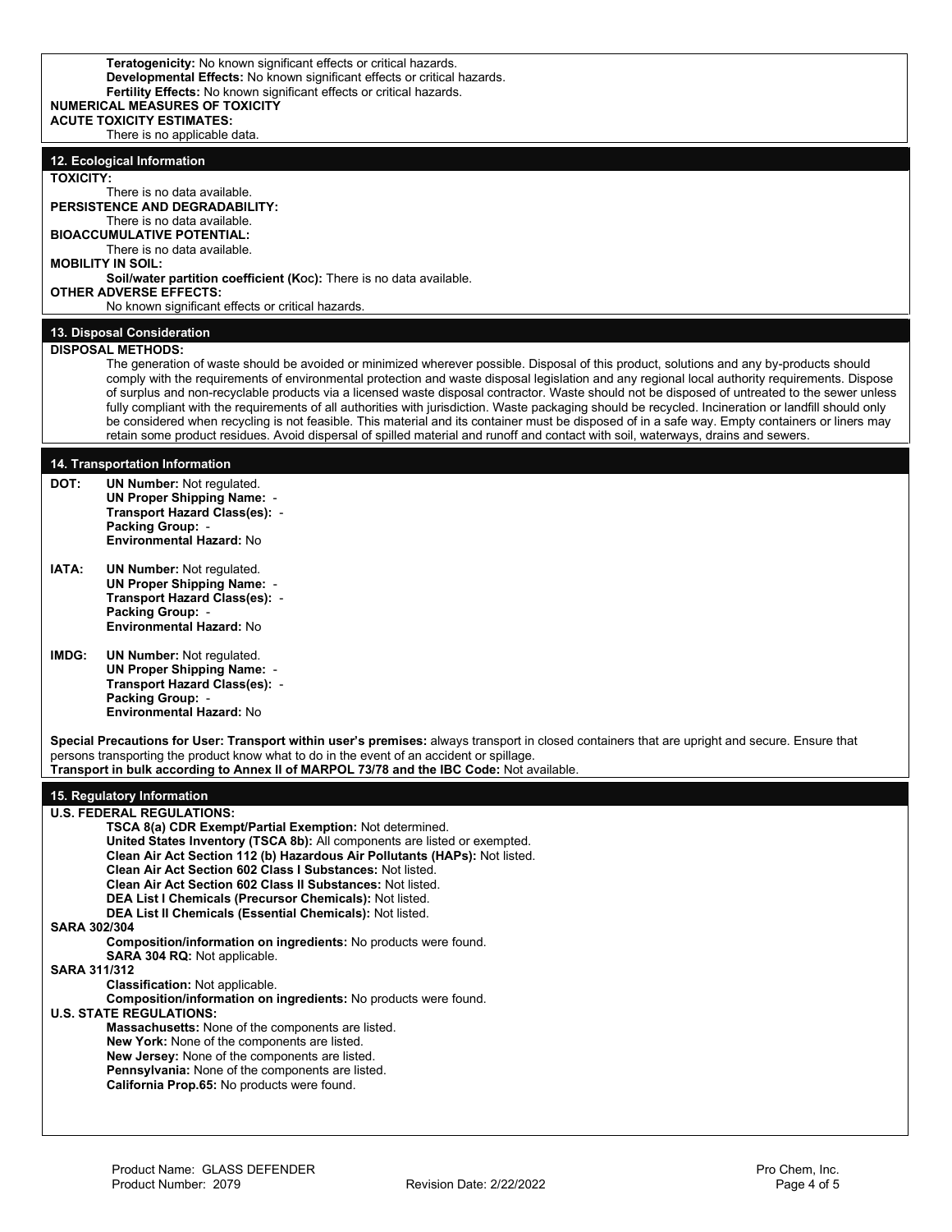**Teratogenicity:** No known significant effects or critical hazards.
**Developmental Effects:** No known significant effects or critical hazards.
**Fertility Effects:** No known significant effects or critical hazards.

**NUMERICAL MEASURES OF TOXICITY**

**ACUTE TOXICITY ESTIMATES:**
There is no applicable data.

## 12. Ecological Information

**TOXICITY:**
There is no data available.

**PERSISTENCE AND DEGRADABILITY:**
There is no data available.

**BIOACCUMULATIVE POTENTIAL:**
There is no data available.

**MOBILITY IN SOIL:**
**Soil/water partition coefficient (Koc):** There is no data available.

**OTHER ADVERSE EFFECTS:**
No known significant effects or critical hazards.

## 13. Disposal Consideration

**DISPOSAL METHODS:**
The generation of waste should be avoided or minimized wherever possible. Disposal of this product, solutions and any by-products should comply with the requirements of environmental protection and waste disposal legislation and any regional local authority requirements. Dispose of surplus and non-recyclable products via a licensed waste disposal contractor. Waste should not be disposed of untreated to the sewer unless fully compliant with the requirements of all authorities with jurisdiction. Waste packaging should be recycled. Incineration or landfill should only be considered when recycling is not feasible. This material and its container must be disposed of in a safe way. Empty containers or liners may retain some product residues. Avoid dispersal of spilled material and runoff and contact with soil, waterways, drains and sewers.

## 14. Transportation Information

**DOT:**
**UN Number:** Not regulated.
**UN Proper Shipping Name:** -
**Transport Hazard Class(es):** -
**Packing Group:** -
**Environmental Hazard:** No

**IATA:**
**UN Number:** Not regulated.
**UN Proper Shipping Name:** -
**Transport Hazard Class(es):** -
**Packing Group:** -
**Environmental Hazard:** No

**IMDG:**
**UN Number:** Not regulated.
**UN Proper Shipping Name:** -
**Transport Hazard Class(es):** -
**Packing Group:** -
**Environmental Hazard:** No

**Special Precautions for User: Transport within user's premises:** always transport in closed containers that are upright and secure. Ensure that persons transporting the product know what to do in the event of an accident or spillage.
**Transport in bulk according to Annex II of MARPOL 73/78 and the IBC Code:** Not available.

## 15. Regulatory Information

**U.S. FEDERAL REGULATIONS:**
**TSCA 8(a) CDR Exempt/Partial Exemption:** Not determined.
**United States Inventory (TSCA 8b):** All components are listed or exempted.
**Clean Air Act Section 112 (b) Hazardous Air Pollutants (HAPs):** Not listed.
**Clean Air Act Section 602 Class I Substances:** Not listed.
**Clean Air Act Section 602 Class II Substances:** Not listed.
**DEA List I Chemicals (Precursor Chemicals):** Not listed.
**DEA List II Chemicals (Essential Chemicals):** Not listed.

**SARA 302/304**
**Composition/information on ingredients:** No products were found.
**SARA 304 RQ:** Not applicable.

**SARA 311/312**
**Classification:** Not applicable.
**Composition/information on ingredients:** No products were found.

**U.S. STATE REGULATIONS:**
**Massachusetts:** None of the components are listed.
**New York:** None of the components are listed.
**New Jersey:** None of the components are listed.
**Pennsylvania:** None of the components are listed.
**California Prop.65:** No products were found.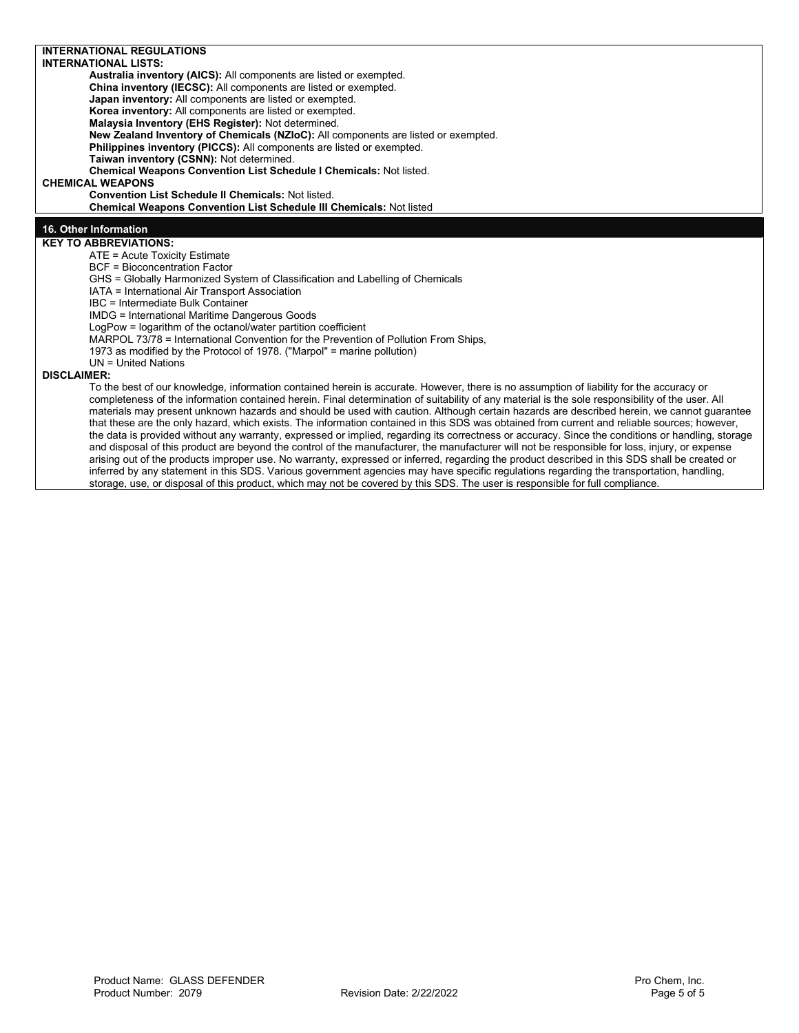**INTERNATIONAL REGULATIONS**

**INTERNATIONAL LISTS:**

**Australia inventory (AICS):** All components are listed or exempted.
**China inventory (IECSC):** All components are listed or exempted.
**Japan inventory:** All components are listed or exempted.
**Korea inventory:** All components are listed or exempted.
**Malaysia Inventory (EHS Register):** Not determined.
**New Zealand Inventory of Chemicals (NZIoC):** All components are listed or exempted.
**Philippines inventory (PICCS):** All components are listed or exempted.
**Taiwan inventory (CSNN):** Not determined.
**Chemical Weapons Convention List Schedule I Chemicals:** Not listed.

**CHEMICAL WEAPONS**

**Convention List Schedule II Chemicals:** Not listed.
**Chemical Weapons Convention List Schedule III Chemicals:** Not listed

## 16. Other Information

**KEY TO ABBREVIATIONS:**

ATE = Acute Toxicity Estimate
BCF = Bioconcentration Factor
GHS = Globally Harmonized System of Classification and Labelling of Chemicals
IATA = International Air Transport Association
IBC = Intermediate Bulk Container
IMDG = International Maritime Dangerous Goods
LogPow = logarithm of the octanol/water partition coefficient
MARPOL 73/78 = International Convention for the Prevention of Pollution From Ships, 1973 as modified by the Protocol of 1978. ("Marpol" = marine pollution)
UN = United Nations

**DISCLAIMER:**

To the best of our knowledge, information contained herein is accurate. However, there is no assumption of liability for the accuracy or completeness of the information contained herein. Final determination of suitability of any material is the sole responsibility of the user. All materials may present unknown hazards and should be used with caution. Although certain hazards are described herein, we cannot guarantee that these are the only hazard, which exists. The information contained in this SDS was obtained from current and reliable sources; however, the data is provided without any warranty, expressed or implied, regarding its correctness or accuracy. Since the conditions or handling, storage and disposal of this product are beyond the control of the manufacturer, the manufacturer will not be responsible for loss, injury, or expense arising out of the products improper use. No warranty, expressed or inferred, regarding the product described in this SDS shall be created or inferred by any statement in this SDS. Various government agencies may have specific regulations regarding the transportation, handling, storage, use, or disposal of this product, which may not be covered by this SDS. The user is responsible for full compliance.